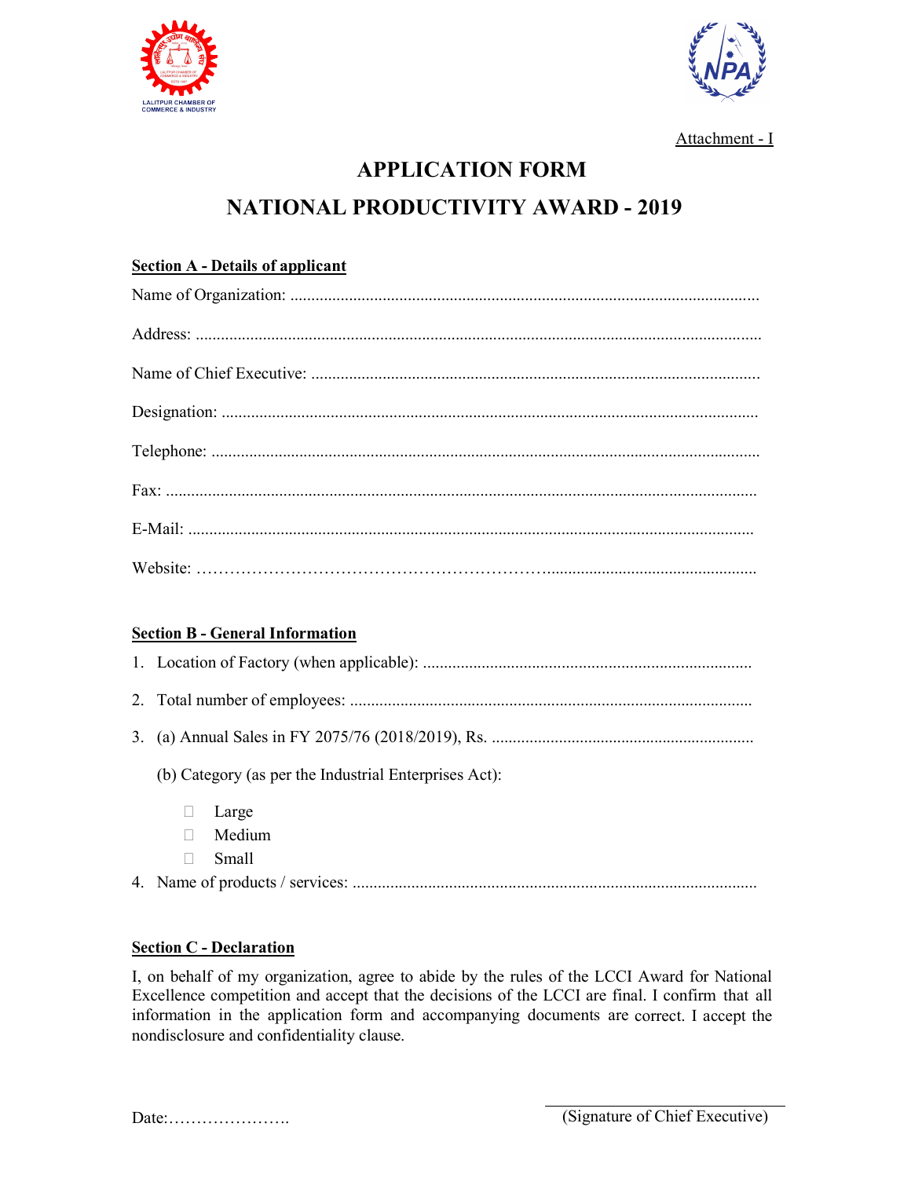Attachment - I

# APPLICATION FORM

# NATIONAL PRODUCTIVITY AWARD - 2019

**Section A - Details of applicant**

Name of Organization: ...............................................................................................................

Address: .....................................................................................................................................

Name of Chief Executive: ..........................................................................................................

Designation: ...............................................................................................................................

Telephone: .................................................................................................................................

Fax: ............................................................................................................................................

E-Mail: .......................................................................................................................................

Website: ………………………………………………………..................................................

**Section B - General Information**

1. Location of Factory (when applicable): .............................................................................
2. Total number of employees: ...............................................................................................
3. (a) Annual Sales in FY 2075/76 (2018/2019), Rs. ..............................................................

   (b) Category (as per the Industrial Enterprises Act):

   - ☐ Large
   - ☐ Medium
   - ☐ Small
4. Name of products / services: ...............................................................................................

**Section C - Declaration**

I, on behalf of my organization, agree to abide by the rules of the LCCI Award for National Excellence competition and accept that the decisions of the LCCI are final. I confirm that all information in the application form and accompanying documents are correct. I accept the nondisclosure and confidentiality clause.

Date:………………….

(Signature of Chief Executive)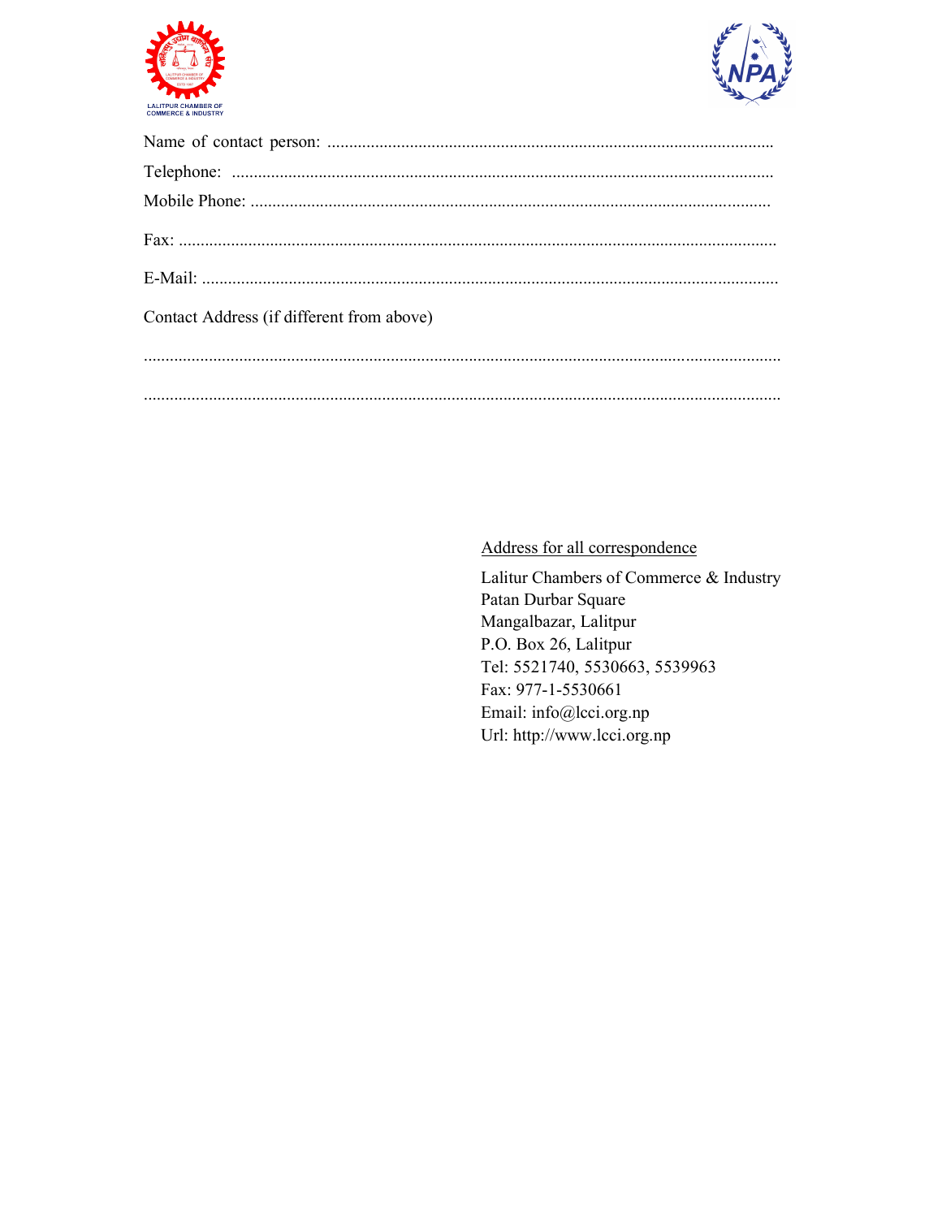LALITPUR CHAMBER OF COMMERCE & INDUSTRY

Name of contact person: ......................................................................................................

Telephone: ............................................................................................................................

Mobile Phone: .......................................................................................................................

Fax: .........................................................................................................................................

E-Mail: ....................................................................................................................................

Contact Address (if different from above)

...................................................................................................................................................

...................................................................................................................................................

Address for all correspondence

Lalitur Chambers of Commerce & Industry
Patan Durbar Square
Mangalbazar, Lalitpur
P.O. Box 26, Lalitpur
Tel: 5521740, 5530663, 5539963
Fax: 977-1-5530661
Email: info@lcci.org.np
Url: http://www.lcci.org.np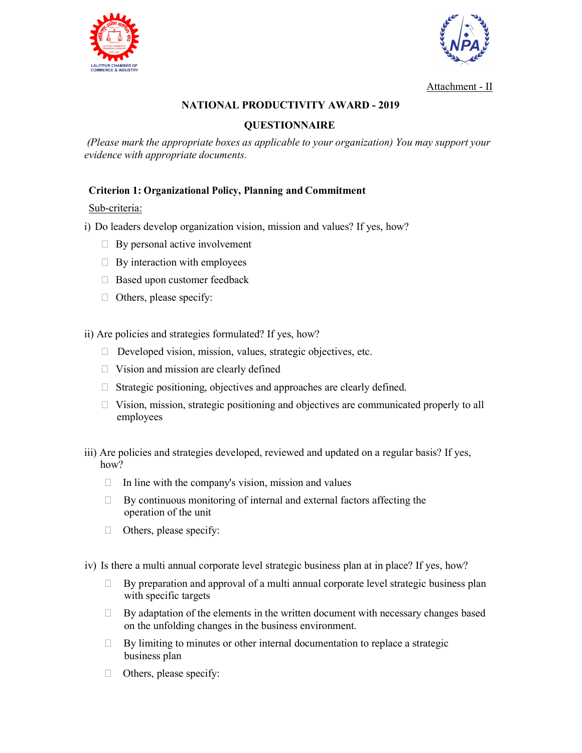Attachment - II

## NATIONAL PRODUCTIVITY AWARD - 2019

## QUESTIONNAIRE

*(Please mark the appropriate boxes as applicable to your organization) You may support your evidence with appropriate documents.*

### Criterion 1: Organizational Policy, Planning and Commitment

Sub-criteria:

i) Do leaders develop organization vision, mission and values? If yes, how?

- ☐ By personal active involvement
- ☐ By interaction with employees
- ☐ Based upon customer feedback
- ☐ Others, please specify:

ii) Are policies and strategies formulated? If yes, how?

- ☐ Developed vision, mission, values, strategic objectives, etc.
- ☐ Vision and mission are clearly defined
- ☐ Strategic positioning, objectives and approaches are clearly defined.
- ☐ Vision, mission, strategic positioning and objectives are communicated properly to all employees

iii) Are policies and strategies developed, reviewed and updated on a regular basis? If yes, how?

- ☐ In line with the company's vision, mission and values
- ☐ By continuous monitoring of internal and external factors affecting the operation of the unit
- ☐ Others, please specify:

iv) Is there a multi annual corporate level strategic business plan at in place? If yes, how?

- ☐ By preparation and approval of a multi annual corporate level strategic business plan with specific targets
- ☐ By adaptation of the elements in the written document with necessary changes based on the unfolding changes in the business environment.
- ☐ By limiting to minutes or other internal documentation to replace a strategic business plan
- ☐ Others, please specify: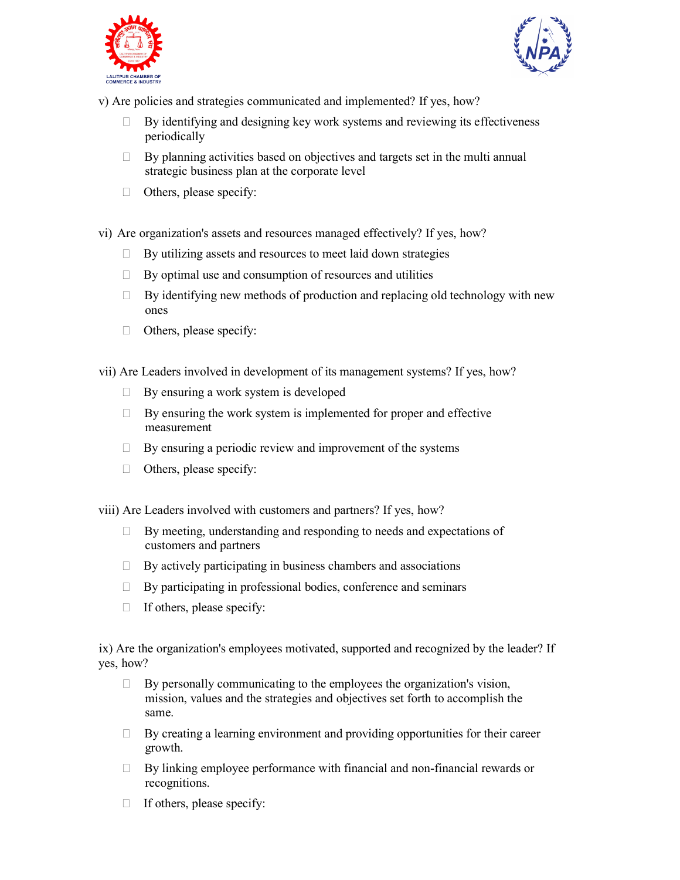v) Are policies and strategies communicated and implemented? If yes, how?

- By identifying and designing key work systems and reviewing its effectiveness periodically
- By planning activities based on objectives and targets set in the multi annual strategic business plan at the corporate level
- Others, please specify:

vi) Are organization's assets and resources managed effectively? If yes, how?

- By utilizing assets and resources to meet laid down strategies
- By optimal use and consumption of resources and utilities
- By identifying new methods of production and replacing old technology with new ones
- Others, please specify:

vii) Are Leaders involved in development of its management systems? If yes, how?

- By ensuring a work system is developed
- By ensuring the work system is implemented for proper and effective measurement
- By ensuring a periodic review and improvement of the systems
- Others, please specify:

viii) Are Leaders involved with customers and partners? If yes, how?

- By meeting, understanding and responding to needs and expectations of customers and partners
- By actively participating in business chambers and associations
- By participating in professional bodies, conference and seminars
- If others, please specify:

ix) Are the organization's employees motivated, supported and recognized by the leader? If yes, how?

- By personally communicating to the employees the organization's vision, mission, values and the strategies and objectives set forth to accomplish the same.
- By creating a learning environment and providing opportunities for their career growth.
- By linking employee performance with financial and non-financial rewards or recognitions.
- If others, please specify: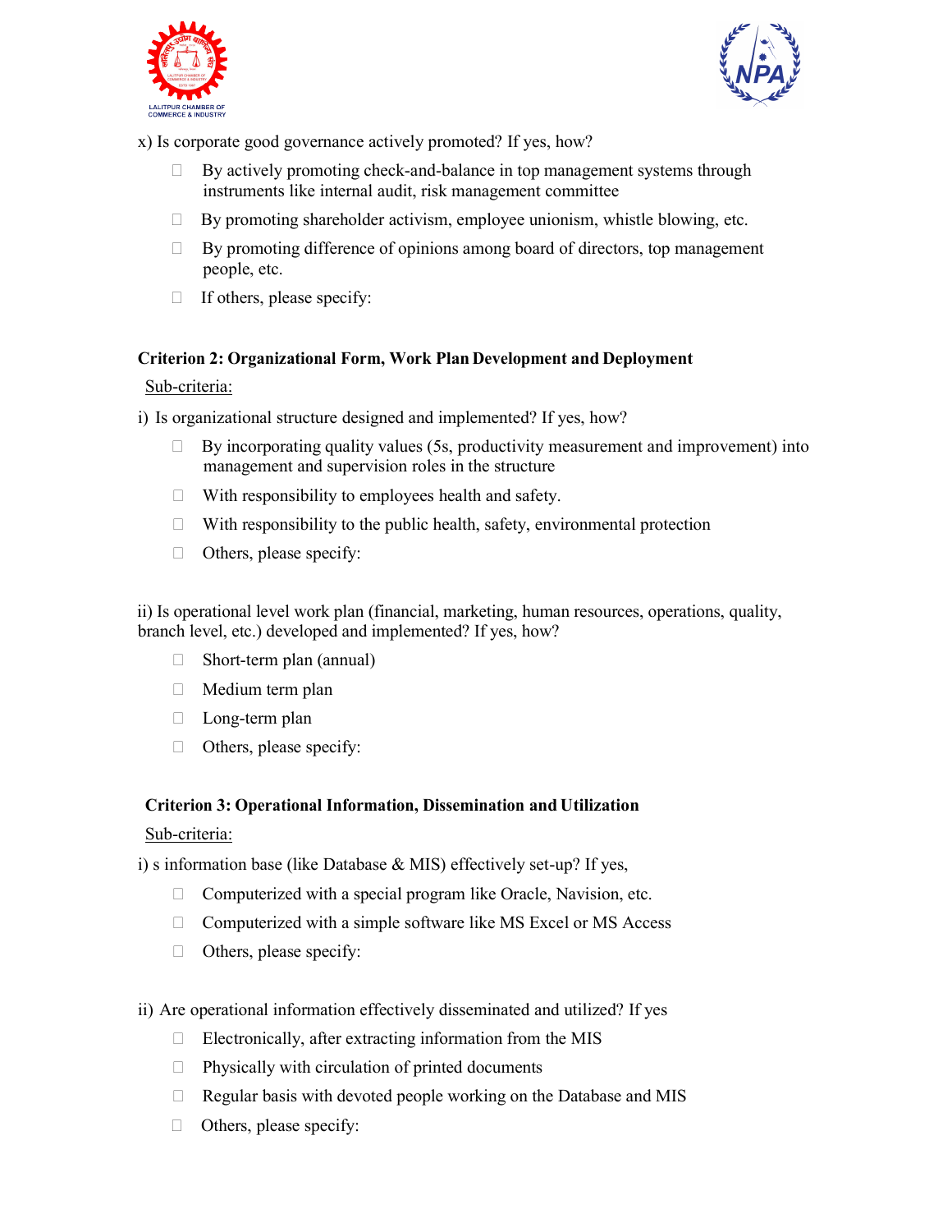x) Is corporate good governance actively promoted? If yes, how?

- ☐ By actively promoting check-and-balance in top management systems through instruments like internal audit, risk management committee
- ☐ By promoting shareholder activism, employee unionism, whistle blowing, etc.
- ☐ By promoting difference of opinions among board of directors, top management people, etc.
- ☐ If others, please specify:

**Criterion 2: Organizational Form, Work Plan Development and Deployment**

Sub-criteria:

i) Is organizational structure designed and implemented? If yes, how?

- ☐ By incorporating quality values (5s, productivity measurement and improvement) into management and supervision roles in the structure
- ☐ With responsibility to employees health and safety.
- ☐ With responsibility to the public health, safety, environmental protection
- ☐ Others, please specify:

ii) Is operational level work plan (financial, marketing, human resources, operations, quality, branch level, etc.) developed and implemented? If yes, how?

- ☐ Short-term plan (annual)
- ☐ Medium term plan
- ☐ Long-term plan
- ☐ Others, please specify:

**Criterion 3: Operational Information, Dissemination and Utilization**

Sub-criteria:

i) s information base (like Database & MIS) effectively set-up? If yes,

- ☐ Computerized with a special program like Oracle, Navision, etc.
- ☐ Computerized with a simple software like MS Excel or MS Access
- ☐ Others, please specify:

ii) Are operational information effectively disseminated and utilized? If yes

- ☐ Electronically, after extracting information from the MIS
- ☐ Physically with circulation of printed documents
- ☐ Regular basis with devoted people working on the Database and MIS
- ☐ Others, please specify: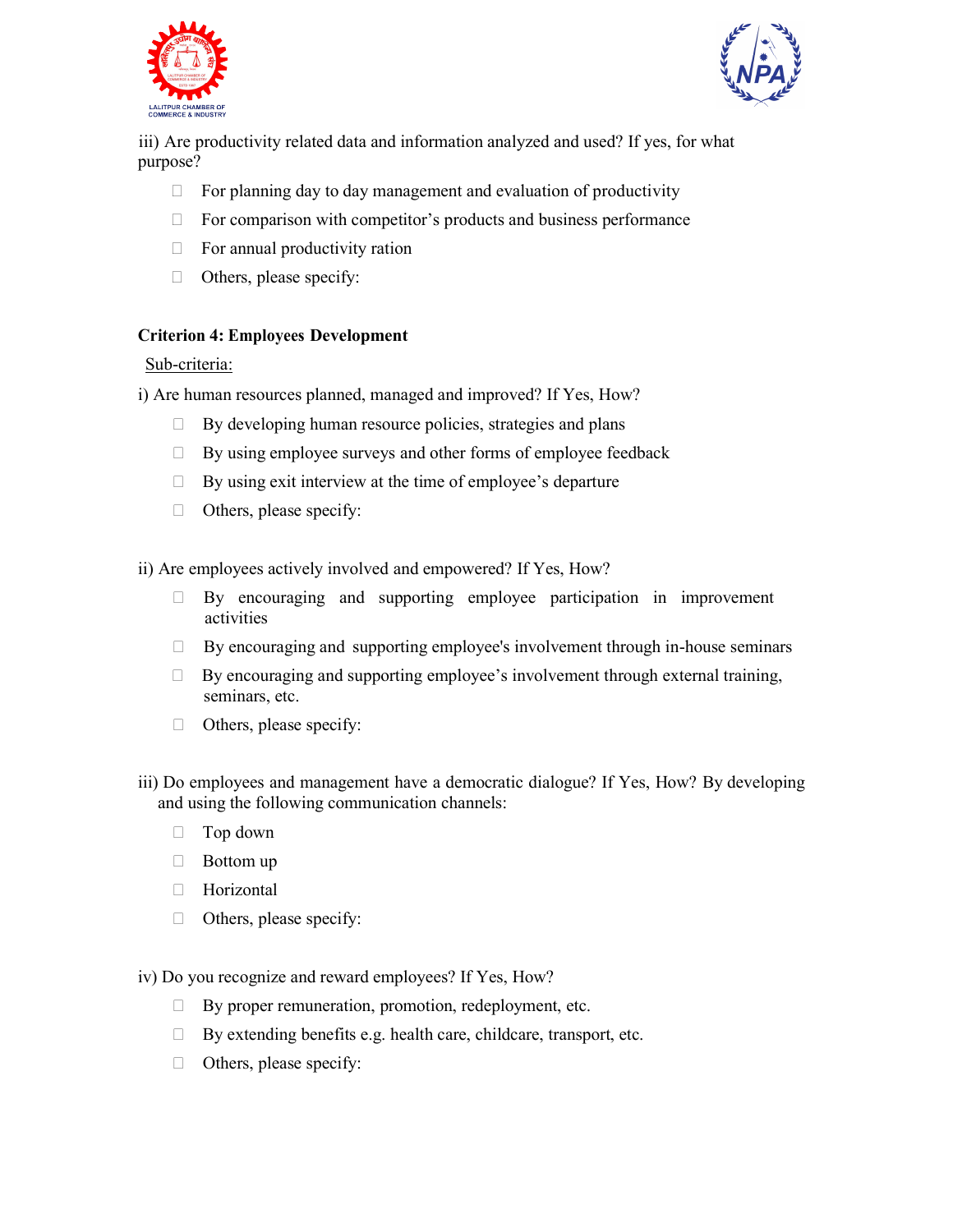iii) Are productivity related data and information analyzed and used? If yes, for what purpose?

- ☐ For planning day to day management and evaluation of productivity
- ☐ For comparison with competitor's products and business performance
- ☐ For annual productivity ration
- ☐ Others, please specify:

**Criterion 4: Employees Development**

Sub-criteria:

i) Are human resources planned, managed and improved? If Yes, How?

- ☐ By developing human resource policies, strategies and plans
- ☐ By using employee surveys and other forms of employee feedback
- ☐ By using exit interview at the time of employee's departure
- ☐ Others, please specify:

ii) Are employees actively involved and empowered? If Yes, How?

- ☐ By encouraging and supporting employee participation in improvement activities
- ☐ By encouraging and supporting employee's involvement through in-house seminars
- ☐ By encouraging and supporting employee's involvement through external training, seminars, etc.
- ☐ Others, please specify:

iii) Do employees and management have a democratic dialogue? If Yes, How? By developing and using the following communication channels:

- ☐ Top down
- ☐ Bottom up
- ☐ Horizontal
- ☐ Others, please specify:

iv) Do you recognize and reward employees? If Yes, How?

- ☐ By proper remuneration, promotion, redeployment, etc.
- ☐ By extending benefits e.g. health care, childcare, transport, etc.
- ☐ Others, please specify: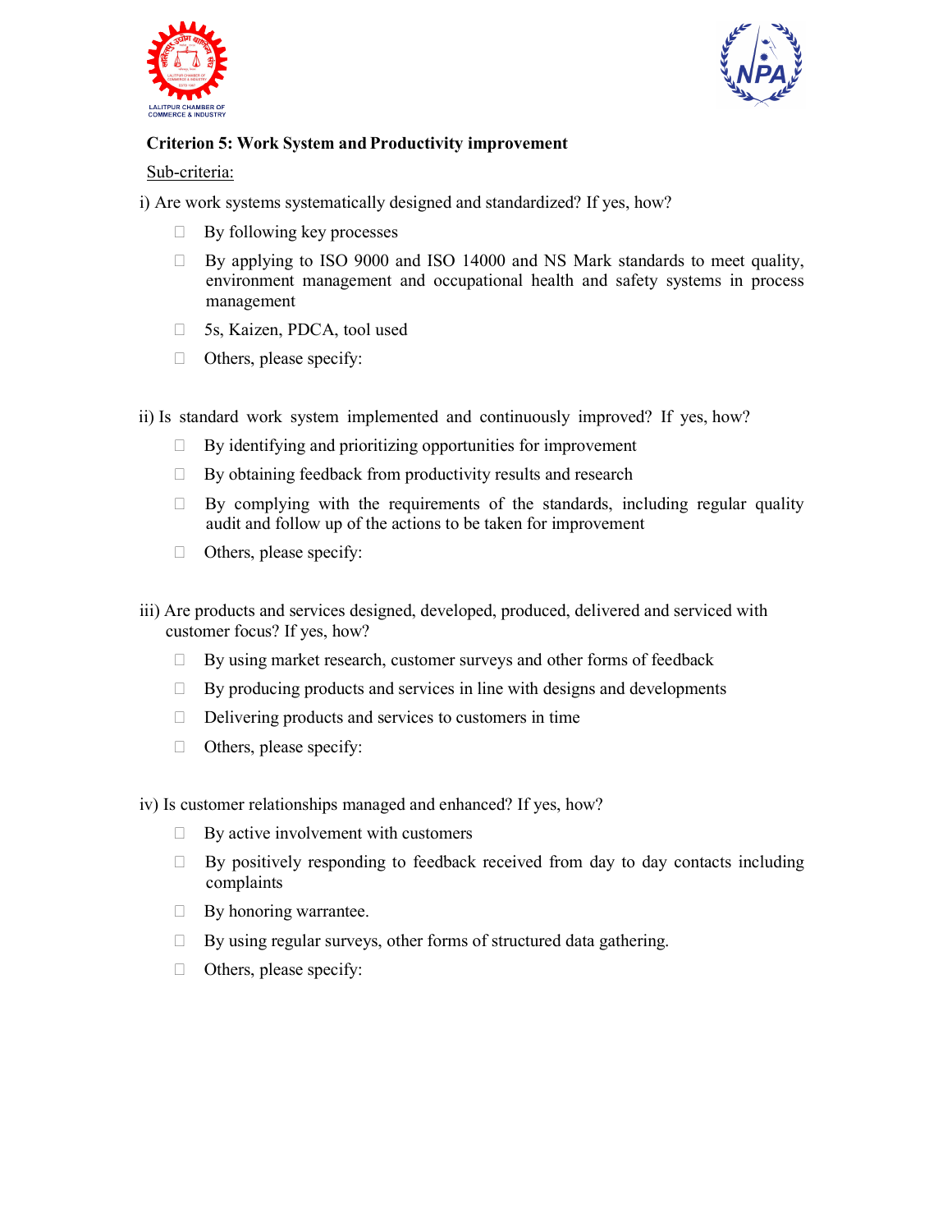**Criterion 5: Work System and Productivity improvement**

Sub-criteria:

i) Are work systems systematically designed and standardized? If yes, how?

- ☐ By following key processes
- ☐ By applying to ISO 9000 and ISO 14000 and NS Mark standards to meet quality, environment management and occupational health and safety systems in process management
- ☐ 5s, Kaizen, PDCA, tool used
- ☐ Others, please specify:

ii) Is standard work system implemented and continuously improved? If yes, how?

- ☐ By identifying and prioritizing opportunities for improvement
- ☐ By obtaining feedback from productivity results and research
- ☐ By complying with the requirements of the standards, including regular quality audit and follow up of the actions to be taken for improvement
- ☐ Others, please specify:

iii) Are products and services designed, developed, produced, delivered and serviced with customer focus? If yes, how?

- ☐ By using market research, customer surveys and other forms of feedback
- ☐ By producing products and services in line with designs and developments
- ☐ Delivering products and services to customers in time
- ☐ Others, please specify:

iv) Is customer relationships managed and enhanced? If yes, how?

- ☐ By active involvement with customers
- ☐ By positively responding to feedback received from day to day contacts including complaints
- ☐ By honoring warrantee.
- ☐ By using regular surveys, other forms of structured data gathering.
- ☐ Others, please specify: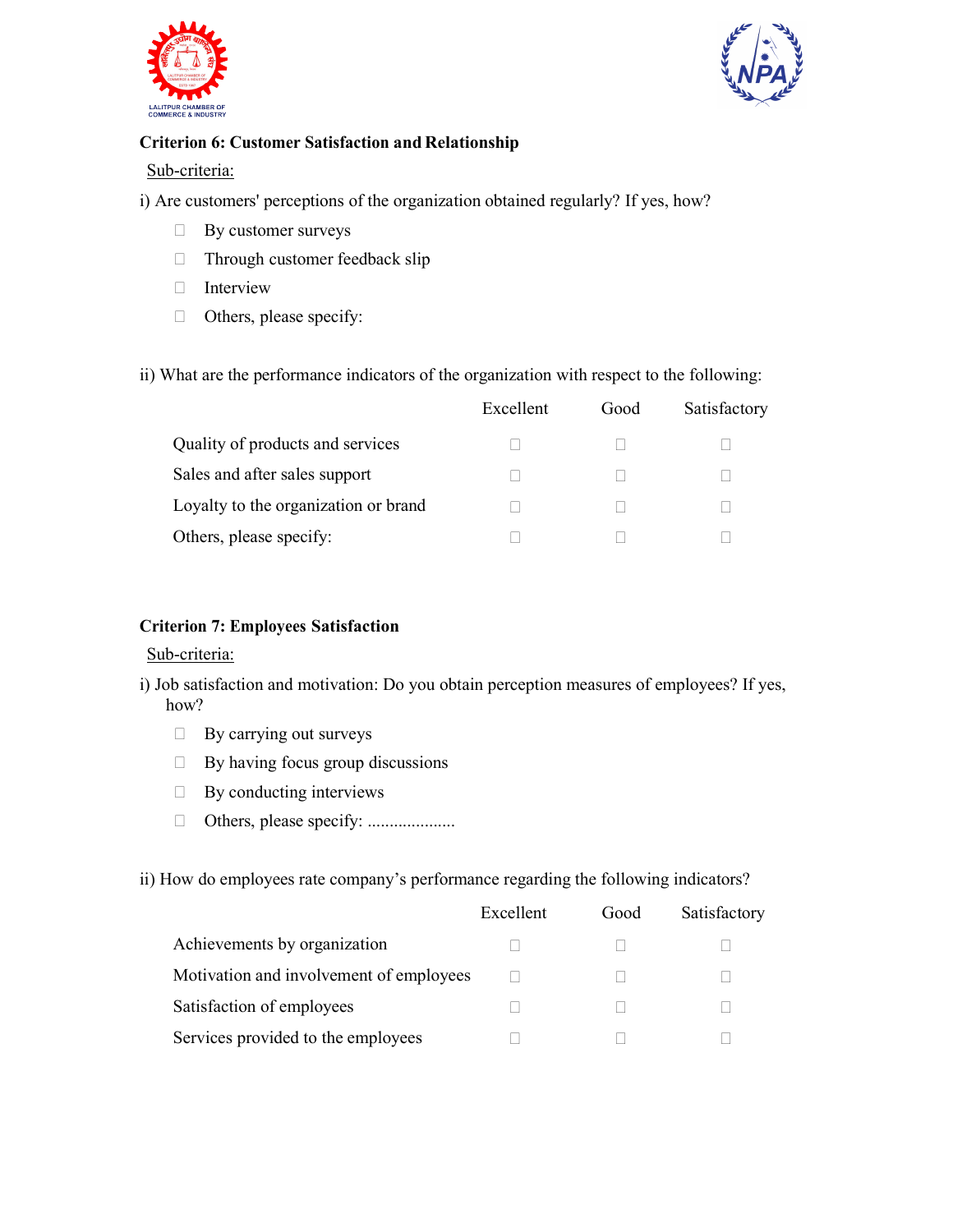**Criterion 6: Customer Satisfaction and Relationship**

Sub-criteria:

i) Are customers' perceptions of the organization obtained regularly? If yes, how?

- ☐ By customer surveys
- ☐ Through customer feedback slip
- ☐ Interview
- ☐ Others, please specify:

ii) What are the performance indicators of the organization with respect to the following:

| | Excellent | Good | Satisfactory |
|---|---|---|---|
| Quality of products and services | ☐ | ☐ | ☐ |
| Sales and after sales support | ☐ | ☐ | ☐ |
| Loyalty to the organization or brand | ☐ | ☐ | ☐ |
| Others, please specify: | ☐ | ☐ | ☐ |

**Criterion 7: Employees Satisfaction**

Sub-criteria:

i) Job satisfaction and motivation: Do you obtain perception measures of employees? If yes, how?

- ☐ By carrying out surveys
- ☐ By having focus group discussions
- ☐ By conducting interviews
- ☐ Others, please specify: ....................

ii) How do employees rate company's performance regarding the following indicators?

| | Excellent | Good | Satisfactory |
|---|---|---|---|
| Achievements by organization | ☐ | ☐ | ☐ |
| Motivation and involvement of employees | ☐ | ☐ | ☐ |
| Satisfaction of employees | ☐ | ☐ | ☐ |
| Services provided to the employees | ☐ | ☐ | ☐ |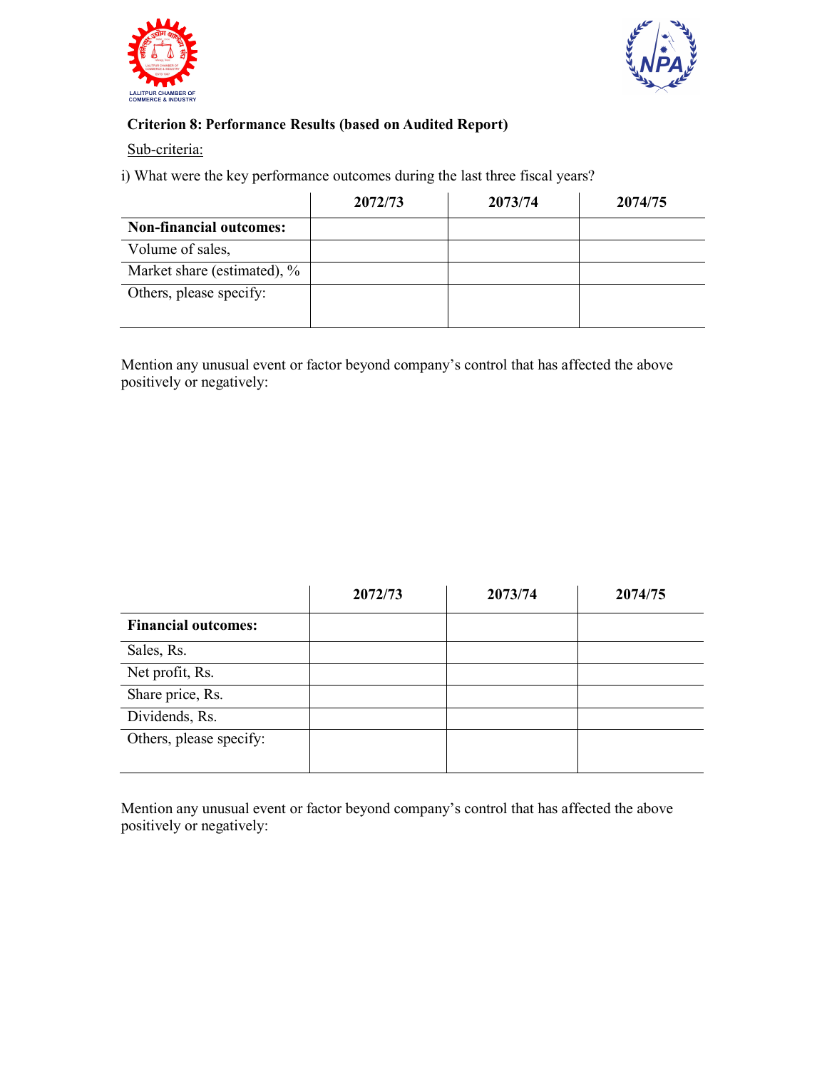**Criterion 8: Performance Results (based on Audited Report)**

Sub-criteria:

i) What were the key performance outcomes during the last three fiscal years?

| | 2072/73 | 2073/74 | 2074/75 |
|---|---|---|---|
| **Non-financial outcomes:** | | | |
| Volume of sales, | | | |
| Market share (estimated), % | | | |
| Others, please specify: | | | |

Mention any unusual event or factor beyond company's control that has affected the above positively or negatively:

| | 2072/73 | 2073/74 | 2074/75 |
|---|---|---|---|
| **Financial outcomes:** | | | |
| Sales, Rs. | | | |
| Net profit, Rs. | | | |
| Share price, Rs. | | | |
| Dividends, Rs. | | | |
| Others, please specify: | | | |

Mention any unusual event or factor beyond company's control that has affected the above positively or negatively: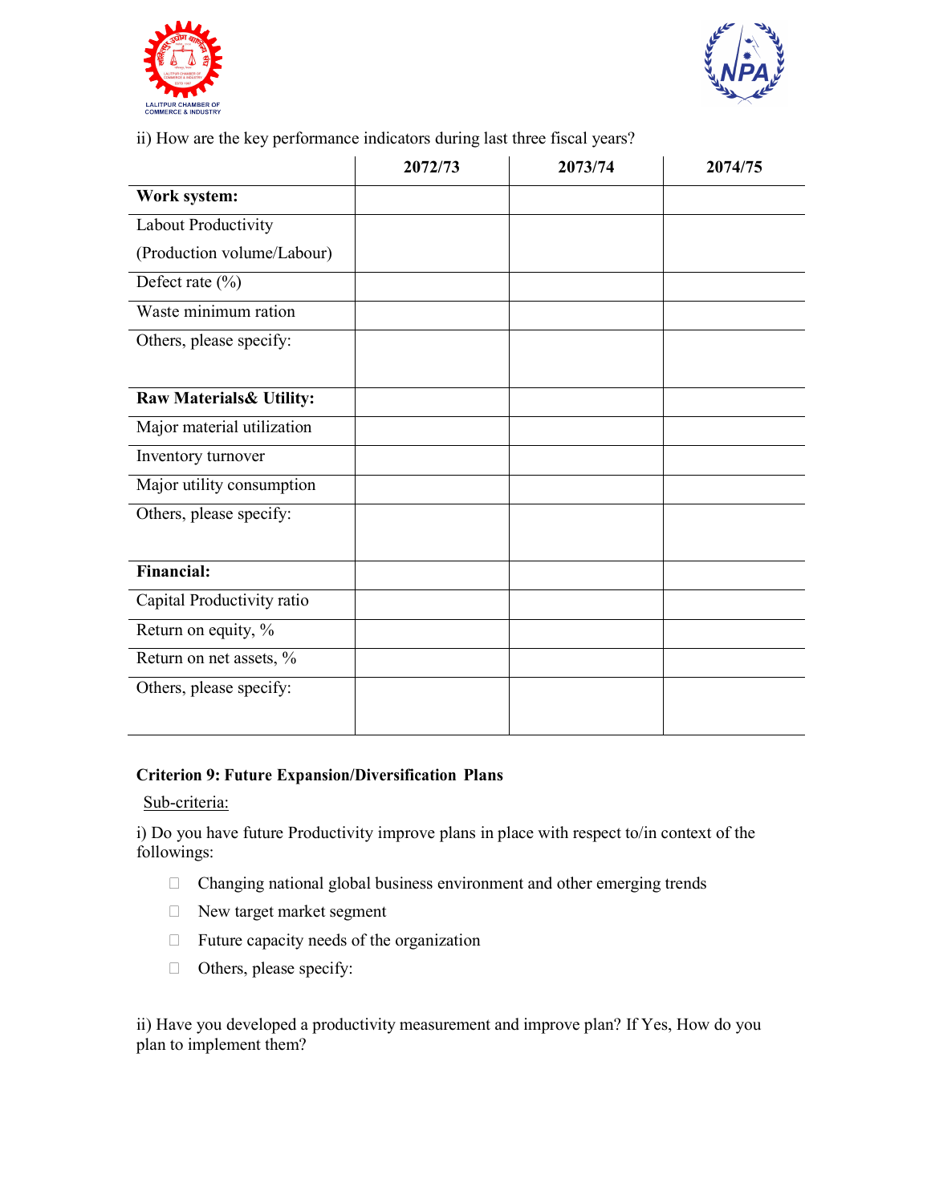ii) How are the key performance indicators during last three fiscal years?

| | 2072/73 | 2073/74 | 2074/75 |
|---|---|---|---|
| **Work system:** | | | |
| Labout Productivity (Production volume/Labour) | | | |
| Defect rate (%) | | | |
| Waste minimum ration | | | |
| Others, please specify: | | | |
| **Raw Materials& Utility:** | | | |
| Major material utilization | | | |
| Inventory turnover | | | |
| Major utility consumption | | | |
| Others, please specify: | | | |
| **Financial:** | | | |
| Capital Productivity ratio | | | |
| Return on equity, % | | | |
| Return on net assets, % | | | |
| Others, please specify: | | | |

**Criterion 9: Future Expansion/Diversification Plans**

Sub-criteria:

i) Do you have future Productivity improve plans in place with respect to/in context of the followings:

- ☐ Changing national global business environment and other emerging trends
- ☐ New target market segment
- ☐ Future capacity needs of the organization
- ☐ Others, please specify:

ii) Have you developed a productivity measurement and improve plan? If Yes, How do you plan to implement them?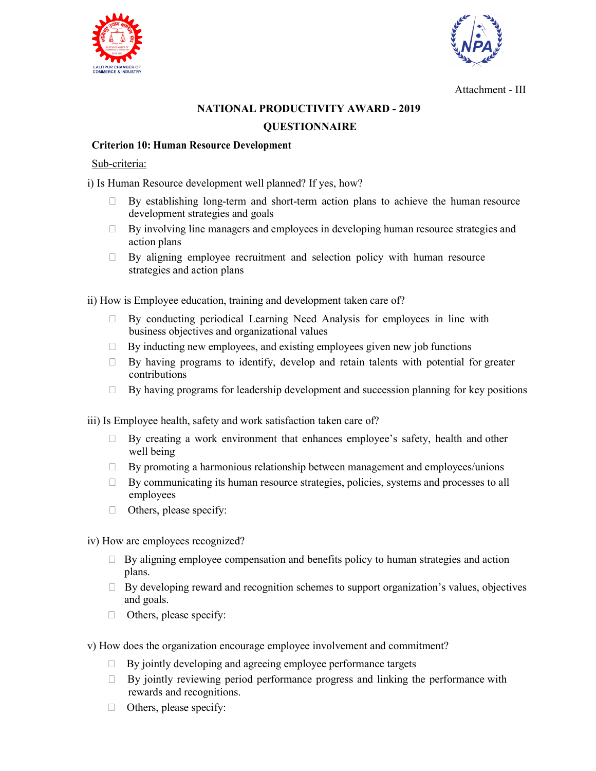Attachment - III

**NATIONAL PRODUCTIVITY AWARD - 2019**

**QUESTIONNAIRE**

**Criterion 10: Human Resource Development**

Sub-criteria:

i) Is Human Resource development well planned? If yes, how?

- ☐ By establishing long-term and short-term action plans to achieve the human resource development strategies and goals
- ☐ By involving line managers and employees in developing human resource strategies and action plans
- ☐ By aligning employee recruitment and selection policy with human resource strategies and action plans

ii) How is Employee education, training and development taken care of?

- ☐ By conducting periodical Learning Need Analysis for employees in line with business objectives and organizational values
- ☐ By inducting new employees, and existing employees given new job functions
- ☐ By having programs to identify, develop and retain talents with potential for greater contributions
- ☐ By having programs for leadership development and succession planning for key positions

iii) Is Employee health, safety and work satisfaction taken care of?

- ☐ By creating a work environment that enhances employee's safety, health and other well being
- ☐ By promoting a harmonious relationship between management and employees/unions
- ☐ By communicating its human resource strategies, policies, systems and processes to all employees
- ☐ Others, please specify:

iv) How are employees recognized?

- ☐ By aligning employee compensation and benefits policy to human strategies and action plans.
- ☐ By developing reward and recognition schemes to support organization's values, objectives and goals.
- ☐ Others, please specify:

v) How does the organization encourage employee involvement and commitment?

- ☐ By jointly developing and agreeing employee performance targets
- ☐ By jointly reviewing period performance progress and linking the performance with rewards and recognitions.
- ☐ Others, please specify: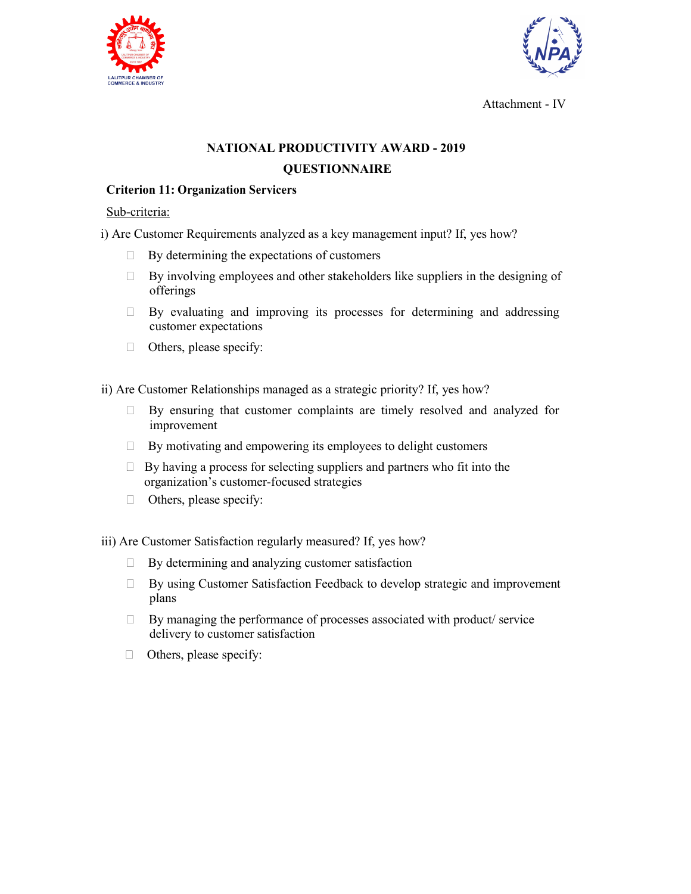Attachment - IV

## NATIONAL PRODUCTIVITY AWARD - 2019

## QUESTIONNAIRE

**Criterion 11: Organization Servicers**

Sub-criteria:

i) Are Customer Requirements analyzed as a key management input? If, yes how?

- ☐ By determining the expectations of customers
- ☐ By involving employees and other stakeholders like suppliers in the designing of offerings
- ☐ By evaluating and improving its processes for determining and addressing customer expectations
- ☐ Others, please specify:

ii) Are Customer Relationships managed as a strategic priority? If, yes how?

- ☐ By ensuring that customer complaints are timely resolved and analyzed for improvement
- ☐ By motivating and empowering its employees to delight customers
- ☐ By having a process for selecting suppliers and partners who fit into the organization's customer-focused strategies
- ☐ Others, please specify:

iii) Are Customer Satisfaction regularly measured? If, yes how?

- ☐ By determining and analyzing customer satisfaction
- ☐ By using Customer Satisfaction Feedback to develop strategic and improvement plans
- ☐ By managing the performance of processes associated with product/ service delivery to customer satisfaction
- ☐ Others, please specify: